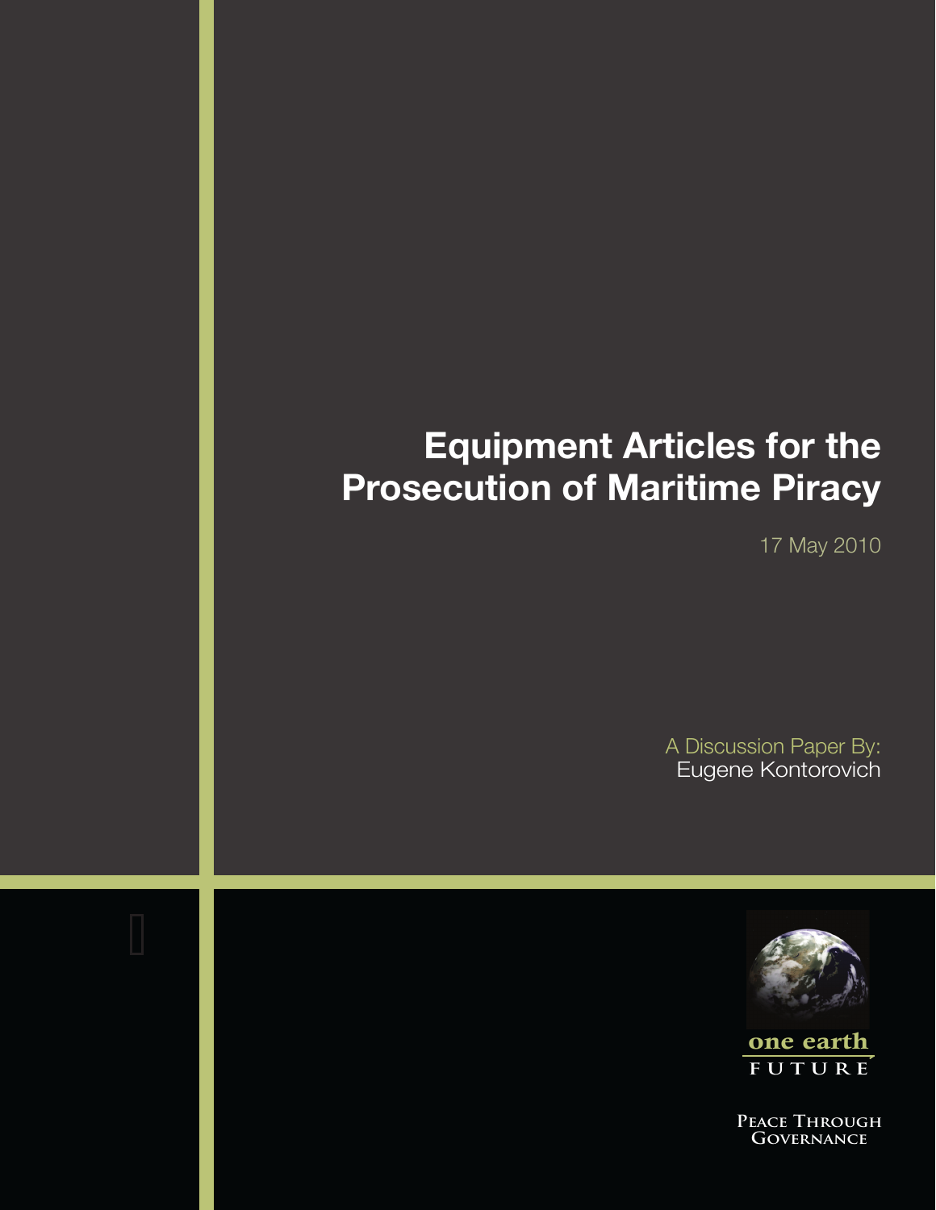# Equipment Articles for the Prosecution of Maritime Piracy

17 May 2010

A Discussion Paper By:
Eugene Kontorovich

one earth FUTURE

PEACE THROUGH GOVERNANCE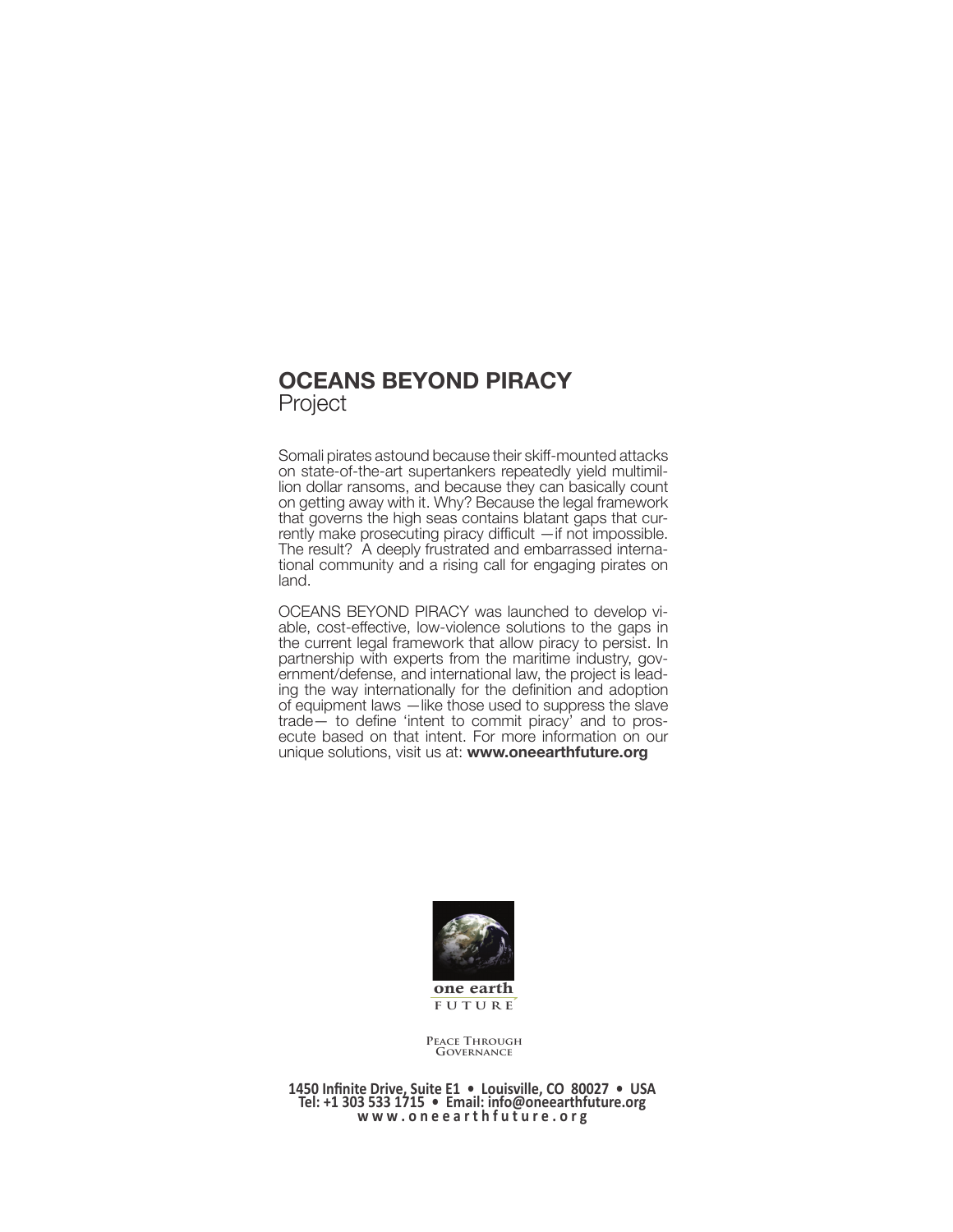## OCEANS BEYOND PIRACY
Project

Somali pirates astound because their skiff-mounted attacks on state-of-the-art supertankers repeatedly yield multimillion dollar ransoms, and because they can basically count on getting away with it. Why? Because the legal framework that governs the high seas contains blatant gaps that currently make prosecuting piracy difficult —if not impossible. The result? A deeply frustrated and embarrassed international community and a rising call for engaging pirates on land.

OCEANS BEYOND PIRACY was launched to develop viable, cost-effective, low-violence solutions to the gaps in the current legal framework that allow piracy to persist. In partnership with experts from the maritime industry, government/defense, and international law, the project is leading the way internationally for the definition and adoption of equipment laws —like those used to suppress the slave trade— to define 'intent to commit piracy' and to prosecute based on that intent. For more information on our unique solutions, visit us at: **www.oneearthfuture.org**

one earth
FUTURE

PEACE THROUGH GOVERNANCE

**1450 Infinite Drive, Suite E1 • Louisville, CO 80027 • USA**
**Tel: +1 303 533 1715 • Email: info@oneearthfuture.org**
**www.oneearthfuture.org**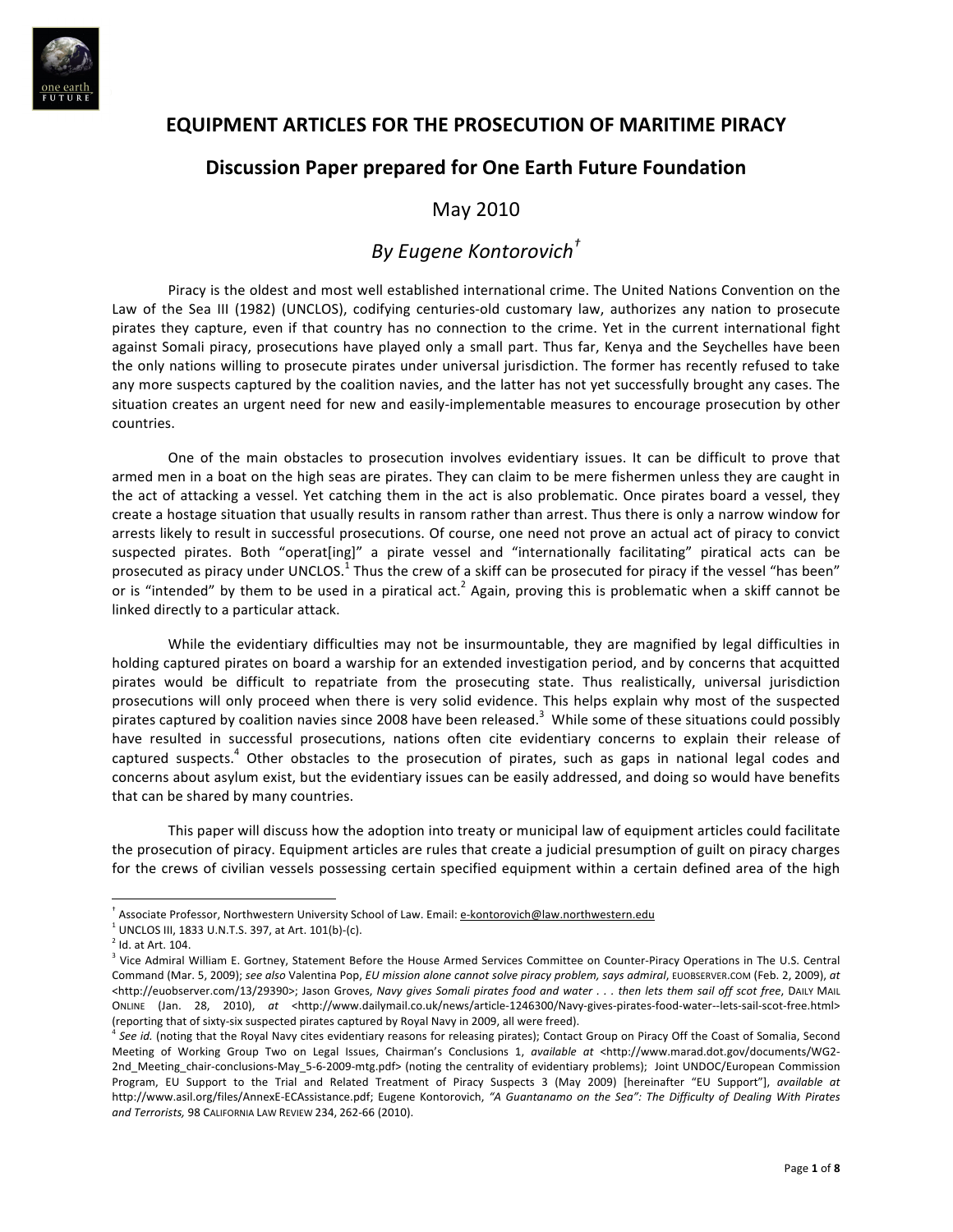# EQUIPMENT ARTICLES FOR THE PROSECUTION OF MARITIME PIRACY

## Discussion Paper prepared for One Earth Future Foundation

May 2010

*By Eugene Kontorovich*[†]

Piracy is the oldest and most well established international crime. The United Nations Convention on the Law of the Sea III (1982) (UNCLOS), codifying centuries-old customary law, authorizes any nation to prosecute pirates they capture, even if that country has no connection to the crime. Yet in the current international fight against Somali piracy, prosecutions have played only a small part. Thus far, Kenya and the Seychelles have been the only nations willing to prosecute pirates under universal jurisdiction. The former has recently refused to take any more suspects captured by the coalition navies, and the latter has not yet successfully brought any cases. The situation creates an urgent need for new and easily-implementable measures to encourage prosecution by other countries.

One of the main obstacles to prosecution involves evidentiary issues. It can be difficult to prove that armed men in a boat on the high seas are pirates. They can claim to be mere fishermen unless they are caught in the act of attacking a vessel. Yet catching them in the act is also problematic. Once pirates board a vessel, they create a hostage situation that usually results in ransom rather than arrest. Thus there is only a narrow window for arrests likely to result in successful prosecutions. Of course, one need not prove an actual act of piracy to convict suspected pirates. Both "operat[ing]" a pirate vessel and "internationally facilitating" piratical acts can be prosecuted as piracy under UNCLOS.[1] Thus the crew of a skiff can be prosecuted for piracy if the vessel "has been" or is "intended" by them to be used in a piratical act.[2] Again, proving this is problematic when a skiff cannot be linked directly to a particular attack.

While the evidentiary difficulties may not be insurmountable, they are magnified by legal difficulties in holding captured pirates on board a warship for an extended investigation period, and by concerns that acquitted pirates would be difficult to repatriate from the prosecuting state. Thus realistically, universal jurisdiction prosecutions will only proceed when there is very solid evidence. This helps explain why most of the suspected pirates captured by coalition navies since 2008 have been released.[3] While some of these situations could possibly have resulted in successful prosecutions, nations often cite evidentiary concerns to explain their release of captured suspects.[4] Other obstacles to the prosecution of pirates, such as gaps in national legal codes and concerns about asylum exist, but the evidentiary issues can be easily addressed, and doing so would have benefits that can be shared by many countries.

This paper will discuss how the adoption into treaty or municipal law of equipment articles could facilitate the prosecution of piracy. Equipment articles are rules that create a judicial presumption of guilt on piracy charges for the crews of civilian vessels possessing certain specified equipment within a certain defined area of the high

---

[†] Associate Professor, Northwestern University School of Law. Email: e-kontorovich@law.northwestern.edu

[1] UNCLOS III, 1833 U.N.T.S. 397, at Art. 101(b)-(c).

[2] Id. at Art. 104.

[3] Vice Admiral William E. Gortney, Statement Before the House Armed Services Committee on Counter-Piracy Operations in The U.S. Central Command (Mar. 5, 2009); *see also* Valentina Pop, *EU mission alone cannot solve piracy problem, says admiral*, EUOBSERVER.COM (Feb. 2, 2009), *at* <http://euobserver.com/13/29390>; Jason Groves, *Navy gives Somali pirates food and water . . . then lets them sail off scot free*, DAILY MAIL ONLINE (Jan. 28, 2010), *at* <http://www.dailymail.co.uk/news/article-1246300/Navy-gives-pirates-food-water--lets-sail-scot-free.html> (reporting that of sixty-six suspected pirates captured by Royal Navy in 2009, all were freed).

[4] *See id.* (noting that the Royal Navy cites evidentiary reasons for releasing pirates); Contact Group on Piracy Off the Coast of Somalia, Second Meeting of Working Group Two on Legal Issues, Chairman's Conclusions 1, *available at* <http://www.marad.dot.gov/documents/WG2-2nd_Meeting_chair-conclusions-May_5-6-2009-mtg.pdf> (noting the centrality of evidentiary problems); Joint UNDOC/European Commission Program, EU Support to the Trial and Related Treatment of Piracy Suspects 3 (May 2009) [hereinafter "EU Support"], *available at* http://www.asil.org/files/AnnexE-ECAssistance.pdf; Eugene Kontorovich, *"A Guantanamo on the Sea": The Difficulty of Dealing With Pirates and Terrorists,* 98 CALIFORNIA LAW REVIEW 234, 262-66 (2010).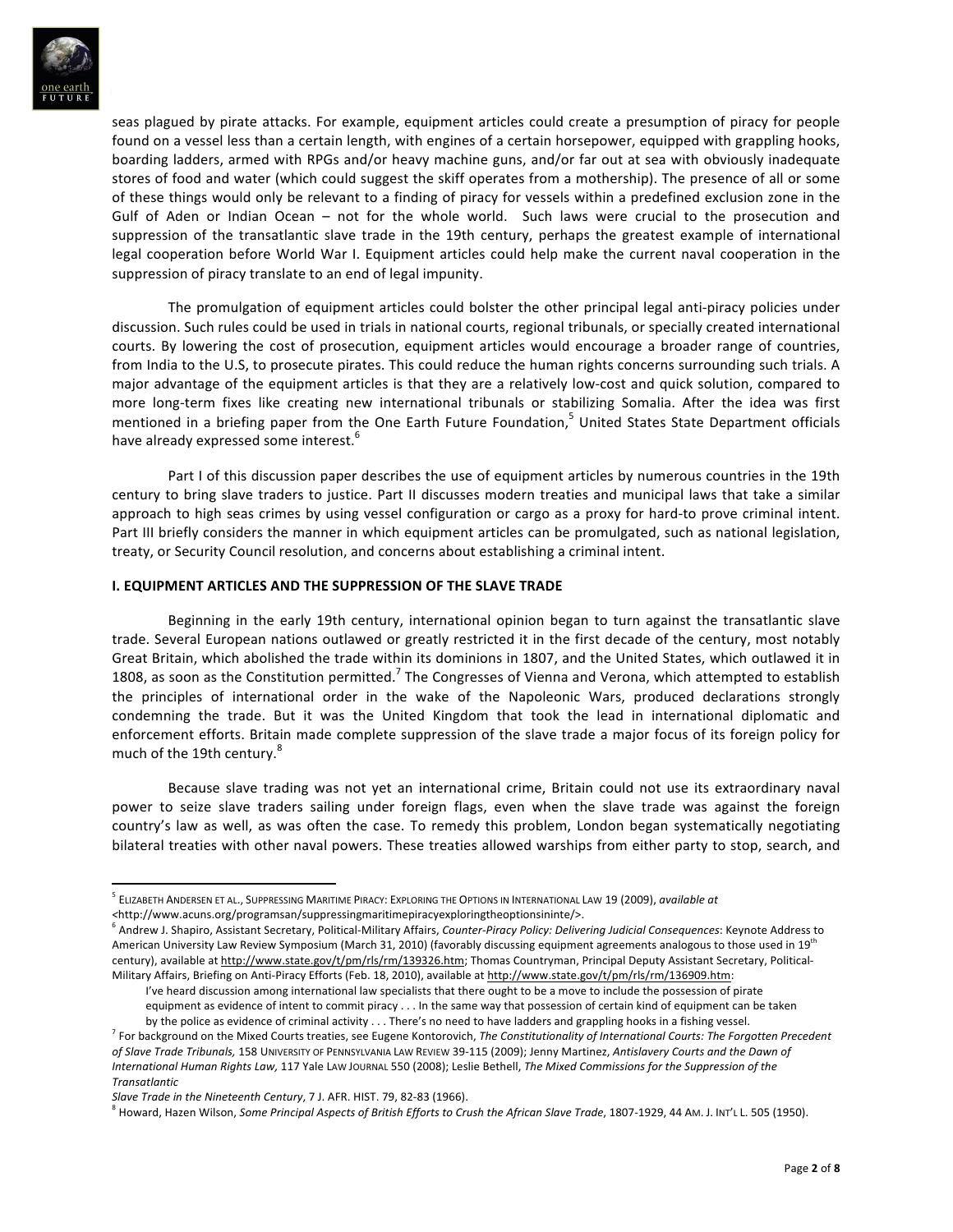seas plagued by pirate attacks. For example, equipment articles could create a presumption of piracy for people found on a vessel less than a certain length, with engines of a certain horsepower, equipped with grappling hooks, boarding ladders, armed with RPGs and/or heavy machine guns, and/or far out at sea with obviously inadequate stores of food and water (which could suggest the skiff operates from a mothership). The presence of all or some of these things would only be relevant to a finding of piracy for vessels within a predefined exclusion zone in the Gulf of Aden or Indian Ocean – not for the whole world. Such laws were crucial to the prosecution and suppression of the transatlantic slave trade in the 19th century, perhaps the greatest example of international legal cooperation before World War I. Equipment articles could help make the current naval cooperation in the suppression of piracy translate to an end of legal impunity.

The promulgation of equipment articles could bolster the other principal legal anti-piracy policies under discussion. Such rules could be used in trials in national courts, regional tribunals, or specially created international courts. By lowering the cost of prosecution, equipment articles would encourage a broader range of countries, from India to the U.S, to prosecute pirates. This could reduce the human rights concerns surrounding such trials. A major advantage of the equipment articles is that they are a relatively low-cost and quick solution, compared to more long-term fixes like creating new international tribunals or stabilizing Somalia. After the idea was first mentioned in a briefing paper from the One Earth Future Foundation,[5] United States State Department officials have already expressed some interest.[6]

Part I of this discussion paper describes the use of equipment articles by numerous countries in the 19th century to bring slave traders to justice. Part II discusses modern treaties and municipal laws that take a similar approach to high seas crimes by using vessel configuration or cargo as a proxy for hard-to prove criminal intent. Part III briefly considers the manner in which equipment articles can be promulgated, such as national legislation, treaty, or Security Council resolution, and concerns about establishing a criminal intent.

## I. EQUIPMENT ARTICLES AND THE SUPPRESSION OF THE SLAVE TRADE

Beginning in the early 19th century, international opinion began to turn against the transatlantic slave trade. Several European nations outlawed or greatly restricted it in the first decade of the century, most notably Great Britain, which abolished the trade within its dominions in 1807, and the United States, which outlawed it in 1808, as soon as the Constitution permitted.[7] The Congresses of Vienna and Verona, which attempted to establish the principles of international order in the wake of the Napoleonic Wars, produced declarations strongly condemning the trade. But it was the United Kingdom that took the lead in international diplomatic and enforcement efforts. Britain made complete suppression of the slave trade a major focus of its foreign policy for much of the 19th century.[8]

Because slave trading was not yet an international crime, Britain could not use its extraordinary naval power to seize slave traders sailing under foreign flags, even when the slave trade was against the foreign country's law as well, as was often the case. To remedy this problem, London began systematically negotiating bilateral treaties with other naval powers. These treaties allowed warships from either party to stop, search, and

---

[5] ELIZABETH ANDERSEN ET AL., SUPPRESSING MARITIME PIRACY: EXPLORING THE OPTIONS IN INTERNATIONAL LAW 19 (2009), *available at* <http://www.acuns.org/programsan/suppressingmaritimepiracyexploringtheoptionsininte/>.

[6] Andrew J. Shapiro, Assistant Secretary, Political-Military Affairs, *Counter-Piracy Policy: Delivering Judicial Consequences*: Keynote Address to American University Law Review Symposium (March 31, 2010) (favorably discussing equipment agreements analogous to those used in 19th century), available at http://www.state.gov/t/pm/rls/rm/139326.htm; Thomas Countryman, Principal Deputy Assistant Secretary, Political-Military Affairs, Briefing on Anti-Piracy Efforts (Feb. 18, 2010), available at http://www.state.gov/t/pm/rls/rm/136909.htm:

> I've heard discussion among international law specialists that there ought to be a move to include the possession of pirate equipment as evidence of intent to commit piracy . . . In the same way that possession of certain kind of equipment can be taken by the police as evidence of criminal activity . . . There's no need to have ladders and grappling hooks in a fishing vessel.

[7] For background on the Mixed Courts treaties, see Eugene Kontorovich, *The Constitutionality of International Courts: The Forgotten Precedent of Slave Trade Tribunals,* 158 UNIVERSITY OF PENNSYLVANIA LAW REVIEW 39-115 (2009); Jenny Martinez, *Antislavery Courts and the Dawn of International Human Rights Law,* 117 Yale LAW JOURNAL 550 (2008); Leslie Bethell, *The Mixed Commissions for the Suppression of the Transatlantic Slave Trade in the Nineteenth Century*, 7 J. AFR. HIST. 79, 82-83 (1966).

[8] Howard, Hazen Wilson, *Some Principal Aspects of British Efforts to Crush the African Slave Trade*, 1807-1929, 44 AM. J. INT'L L. 505 (1950).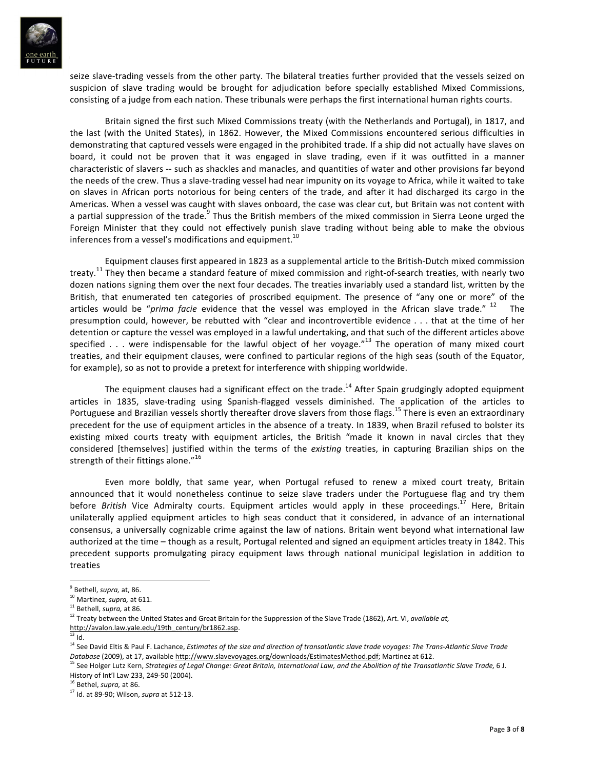seize slave-trading vessels from the other party. The bilateral treaties further provided that the vessels seized on suspicion of slave trading would be brought for adjudication before specially established Mixed Commissions, consisting of a judge from each nation. These tribunals were perhaps the first international human rights courts.

Britain signed the first such Mixed Commissions treaty (with the Netherlands and Portugal), in 1817, and the last (with the United States), in 1862. However, the Mixed Commissions encountered serious difficulties in demonstrating that captured vessels were engaged in the prohibited trade. If a ship did not actually have slaves on board, it could not be proven that it was engaged in slave trading, even if it was outfitted in a manner characteristic of slavers -- such as shackles and manacles, and quantities of water and other provisions far beyond the needs of the crew. Thus a slave-trading vessel had near impunity on its voyage to Africa, while it waited to take on slaves in African ports notorious for being centers of the trade, and after it had discharged its cargo in the Americas. When a vessel was caught with slaves onboard, the case was clear cut, but Britain was not content with a partial suppression of the trade.[9] Thus the British members of the mixed commission in Sierra Leone urged the Foreign Minister that they could not effectively punish slave trading without being able to make the obvious inferences from a vessel's modifications and equipment.[10]

Equipment clauses first appeared in 1823 as a supplemental article to the British-Dutch mixed commission treaty.[11] They then became a standard feature of mixed commission and right-of-search treaties, with nearly two dozen nations signing them over the next four decades. The treaties invariably used a standard list, written by the British, that enumerated ten categories of proscribed equipment. The presence of "any one or more" of the articles would be "*prima facie* evidence that the vessel was employed in the African slave trade." [12] The presumption could, however, be rebutted with "clear and incontrovertible evidence . . . that at the time of her detention or capture the vessel was employed in a lawful undertaking, and that such of the different articles above specified . . . were indispensable for the lawful object of her voyage."[13] The operation of many mixed court treaties, and their equipment clauses, were confined to particular regions of the high seas (south of the Equator, for example), so as not to provide a pretext for interference with shipping worldwide.

The equipment clauses had a significant effect on the trade.[14] After Spain grudgingly adopted equipment articles in 1835, slave-trading using Spanish-flagged vessels diminished. The application of the articles to Portuguese and Brazilian vessels shortly thereafter drove slavers from those flags.[15] There is even an extraordinary precedent for the use of equipment articles in the absence of a treaty. In 1839, when Brazil refused to bolster its existing mixed courts treaty with equipment articles, the British "made it known in naval circles that they considered [themselves] justified within the terms of the *existing* treaties, in capturing Brazilian ships on the strength of their fittings alone."[16]

Even more boldly, that same year, when Portugal refused to renew a mixed court treaty, Britain announced that it would nonetheless continue to seize slave traders under the Portuguese flag and try them before *British* Vice Admiralty courts. Equipment articles would apply in these proceedings.[17] Here, Britain unilaterally applied equipment articles to high seas conduct that it considered, in advance of an international consensus, a universally cognizable crime against the law of nations. Britain went beyond what international law authorized at the time – though as a result, Portugal relented and signed an equipment articles treaty in 1842. This precedent supports promulgating piracy equipment laws through national municipal legislation in addition to treaties

---

[9] Bethell, *supra,* at, 86.

[10] Martinez, *supra,* at 611.

[11] Bethell, *supra,* at 86.

[12] Treaty between the United States and Great Britain for the Suppression of the Slave Trade (1862), Art. VI, *available at,* http://avalon.law.yale.edu/19th_century/br1862.asp.

[13] Id.

[14] See David Eltis & Paul F. Lachance, *Estimates of the size and direction of transatlantic slave trade voyages: The Trans-Atlantic Slave Trade Database* (2009), at 17, available http://www.slavevoyages.org/downloads/EstimatesMethod.pdf; Martinez at 612.

[15] See Holger Lutz Kern, *Strategies of Legal Change: Great Britain, International Law, and the Abolition of the Transatlantic Slave Trade,* 6 J. History of Int'l Law 233, 249-50 (2004).

[16] Bethel, *supra,* at 86.

[17] Id. at 89-90; Wilson, *supra* at 512-13.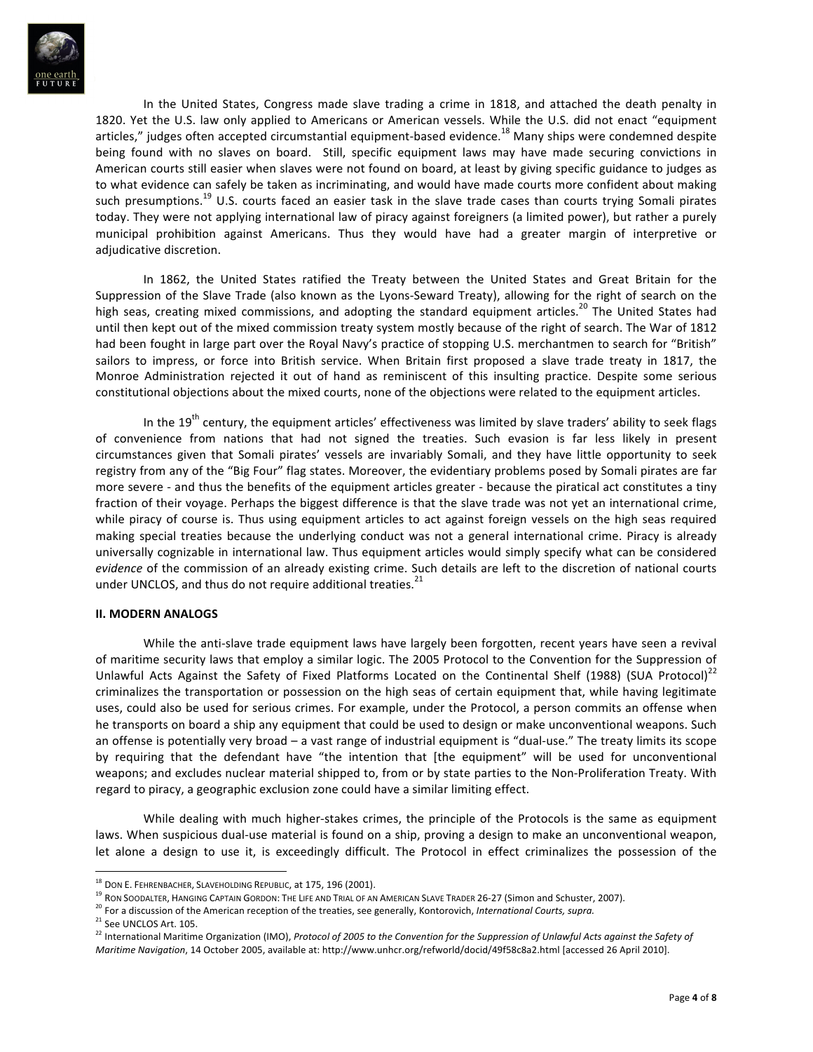In the United States, Congress made slave trading a crime in 1818, and attached the death penalty in 1820. Yet the U.S. law only applied to Americans or American vessels. While the U.S. did not enact "equipment articles," judges often accepted circumstantial equipment-based evidence.[18] Many ships were condemned despite being found with no slaves on board. Still, specific equipment laws may have made securing convictions in American courts still easier when slaves were not found on board, at least by giving specific guidance to judges as to what evidence can safely be taken as incriminating, and would have made courts more confident about making such presumptions.[19] U.S. courts faced an easier task in the slave trade cases than courts trying Somali pirates today. They were not applying international law of piracy against foreigners (a limited power), but rather a purely municipal prohibition against Americans. Thus they would have had a greater margin of interpretive or adjudicative discretion.

In 1862, the United States ratified the Treaty between the United States and Great Britain for the Suppression of the Slave Trade (also known as the Lyons-Seward Treaty), allowing for the right of search on the high seas, creating mixed commissions, and adopting the standard equipment articles.[20] The United States had until then kept out of the mixed commission treaty system mostly because of the right of search. The War of 1812 had been fought in large part over the Royal Navy's practice of stopping U.S. merchantmen to search for "British" sailors to impress, or force into British service. When Britain first proposed a slave trade treaty in 1817, the Monroe Administration rejected it out of hand as reminiscent of this insulting practice. Despite some serious constitutional objections about the mixed courts, none of the objections were related to the equipment articles.

In the 19th century, the equipment articles' effectiveness was limited by slave traders' ability to seek flags of convenience from nations that had not signed the treaties. Such evasion is far less likely in present circumstances given that Somali pirates' vessels are invariably Somali, and they have little opportunity to seek registry from any of the "Big Four" flag states. Moreover, the evidentiary problems posed by Somali pirates are far more severe - and thus the benefits of the equipment articles greater - because the piratical act constitutes a tiny fraction of their voyage. Perhaps the biggest difference is that the slave trade was not yet an international crime, while piracy of course is. Thus using equipment articles to act against foreign vessels on the high seas required making special treaties because the underlying conduct was not a general international crime. Piracy is already universally cognizable in international law. Thus equipment articles would simply specify what can be considered *evidence* of the commission of an already existing crime. Such details are left to the discretion of national courts under UNCLOS, and thus do not require additional treaties.[21]

**II. MODERN ANALOGS**

While the anti-slave trade equipment laws have largely been forgotten, recent years have seen a revival of maritime security laws that employ a similar logic. The 2005 Protocol to the Convention for the Suppression of Unlawful Acts Against the Safety of Fixed Platforms Located on the Continental Shelf (1988) (SUA Protocol)[22] criminalizes the transportation or possession on the high seas of certain equipment that, while having legitimate uses, could also be used for serious crimes. For example, under the Protocol, a person commits an offense when he transports on board a ship any equipment that could be used to design or make unconventional weapons. Such an offense is potentially very broad – a vast range of industrial equipment is "dual-use." The treaty limits its scope by requiring that the defendant have "the intention that [the equipment" will be used for unconventional weapons; and excludes nuclear material shipped to, from or by state parties to the Non-Proliferation Treaty. With regard to piracy, a geographic exclusion zone could have a similar limiting effect.

While dealing with much higher-stakes crimes, the principle of the Protocols is the same as equipment laws. When suspicious dual-use material is found on a ship, proving a design to make an unconventional weapon, let alone a design to use it, is exceedingly difficult. The Protocol in effect criminalizes the possession of the

---

[18] DON E. FEHRENBACHER, SLAVEHOLDING REPUBLIC, at 175, 196 (2001).

[19] RON SOODALTER, HANGING CAPTAIN GORDON: THE LIFE AND TRIAL OF AN AMERICAN SLAVE TRADER 26-27 (Simon and Schuster, 2007).

[20] For a discussion of the American reception of the treaties, see generally, Kontorovich, *International Courts, supra.*

[21] See UNCLOS Art. 105.

[22] International Maritime Organization (IMO), *Protocol of 2005 to the Convention for the Suppression of Unlawful Acts against the Safety of Maritime Navigation*, 14 October 2005, available at: http://www.unhcr.org/refworld/docid/49f58c8a2.html [accessed 26 April 2010].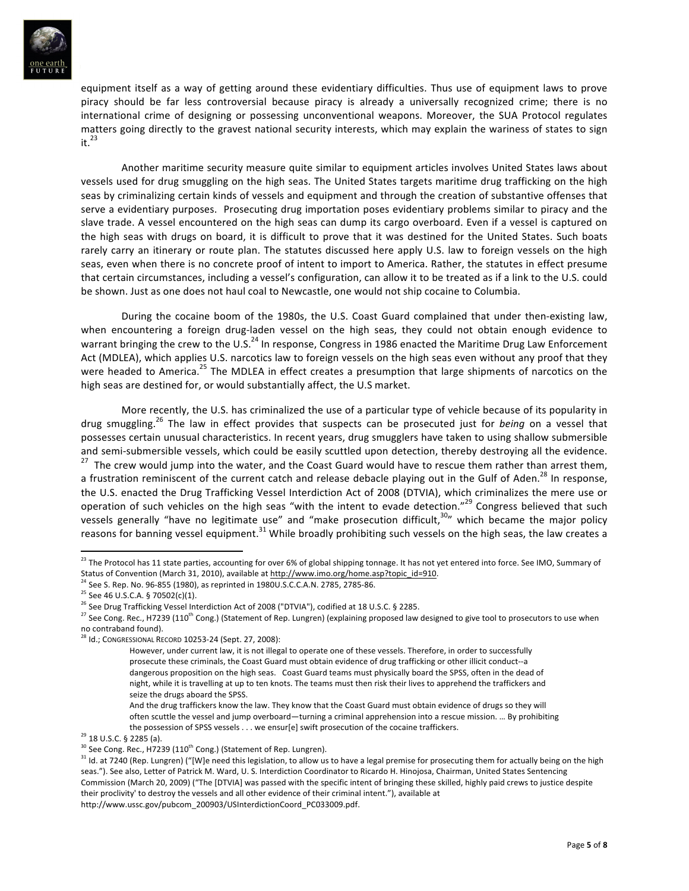equipment itself as a way of getting around these evidentiary difficulties. Thus use of equipment laws to prove piracy should be far less controversial because piracy is already a universally recognized crime; there is no international crime of designing or possessing unconventional weapons. Moreover, the SUA Protocol regulates matters going directly to the gravest national security interests, which may explain the wariness of states to sign it.[23]

Another maritime security measure quite similar to equipment articles involves United States laws about vessels used for drug smuggling on the high seas. The United States targets maritime drug trafficking on the high seas by criminalizing certain kinds of vessels and equipment and through the creation of substantive offenses that serve a evidentiary purposes. Prosecuting drug importation poses evidentiary problems similar to piracy and the slave trade. A vessel encountered on the high seas can dump its cargo overboard. Even if a vessel is captured on the high seas with drugs on board, it is difficult to prove that it was destined for the United States. Such boats rarely carry an itinerary or route plan. The statutes discussed here apply U.S. law to foreign vessels on the high seas, even when there is no concrete proof of intent to import to America. Rather, the statutes in effect presume that certain circumstances, including a vessel's configuration, can allow it to be treated as if a link to the U.S. could be shown. Just as one does not haul coal to Newcastle, one would not ship cocaine to Columbia.

During the cocaine boom of the 1980s, the U.S. Coast Guard complained that under then-existing law, when encountering a foreign drug-laden vessel on the high seas, they could not obtain enough evidence to warrant bringing the crew to the U.S.[24] In response, Congress in 1986 enacted the Maritime Drug Law Enforcement Act (MDLEA), which applies U.S. narcotics law to foreign vessels on the high seas even without any proof that they were headed to America.[25] The MDLEA in effect creates a presumption that large shipments of narcotics on the high seas are destined for, or would substantially affect, the U.S market.

More recently, the U.S. has criminalized the use of a particular type of vehicle because of its popularity in drug smuggling.[26] The law in effect provides that suspects can be prosecuted just for *being* on a vessel that possesses certain unusual characteristics. In recent years, drug smugglers have taken to using shallow submersible and semi-submersible vessels, which could be easily scuttled upon detection, thereby destroying all the evidence.[27] The crew would jump into the water, and the Coast Guard would have to rescue them rather than arrest them, a frustration reminiscent of the current catch and release debacle playing out in the Gulf of Aden.[28] In response, the U.S. enacted the Drug Trafficking Vessel Interdiction Act of 2008 (DTVIA), which criminalizes the mere use or operation of such vehicles on the high seas "with the intent to evade detection."[29] Congress believed that such vessels generally "have no legitimate use" and "make prosecution difficult,[30]" which became the major policy reasons for banning vessel equipment.[31] While broadly prohibiting such vessels on the high seas, the law creates a

---

[23] The Protocol has 11 state parties, accounting for over 6% of global shipping tonnage. It has not yet entered into force. See IMO, Summary of Status of Convention (March 31, 2010), available at http://www.imo.org/home.asp?topic_id=910.

[24] See S. Rep. No. 96-855 (1980), as reprinted in 1980U.S.C.C.A.N. 2785, 2785-86.

[25] See 46 U.S.C.A. § 70502(c)(1).

[26] See Drug Trafficking Vessel Interdiction Act of 2008 ("DTVIA"), codified at 18 U.S.C. § 2285.

[27] See Cong. Rec., H7239 (110th Cong.) (Statement of Rep. Lungren) (explaining proposed law designed to give tool to prosecutors to use when no contraband found).

[28] Id.; CONGRESSIONAL RECORD 10253-24 (Sept. 27, 2008):

> However, under current law, it is not illegal to operate one of these vessels. Therefore, in order to successfully prosecute these criminals, the Coast Guard must obtain evidence of drug trafficking or other illicit conduct--a dangerous proposition on the high seas. Coast Guard teams must physically board the SPSS, often in the dead of night, while it is travelling at up to ten knots. The teams must then risk their lives to apprehend the traffickers and seize the drugs aboard the SPSS.
>
> And the drug traffickers know the law. They know that the Coast Guard must obtain evidence of drugs so they will often scuttle the vessel and jump overboard—turning a criminal apprehension into a rescue mission. … By prohibiting the possession of SPSS vessels . . . we ensur[e] swift prosecution of the cocaine traffickers.

[29] 18 U.S.C. § 2285 (a).

[30] See Cong. Rec., H7239 (110th Cong.) (Statement of Rep. Lungren).

[31] Id. at 7240 (Rep. Lungren) ("[W]e need this legislation, to allow us to have a legal premise for prosecuting them for actually being on the high seas."). See also, Letter of Patrick M. Ward, U. S. Interdiction Coordinator to Ricardo H. Hinojosa, Chairman, United States Sentencing Commission (March 20, 2009) ("The [DTVIA] was passed with the specific intent of bringing these skilled, highly paid crews to justice despite their proclivity' to destroy the vessels and all other evidence of their criminal intent."), available at http://www.ussc.gov/pubcom_200903/USInterdictionCoord_PC033009.pdf.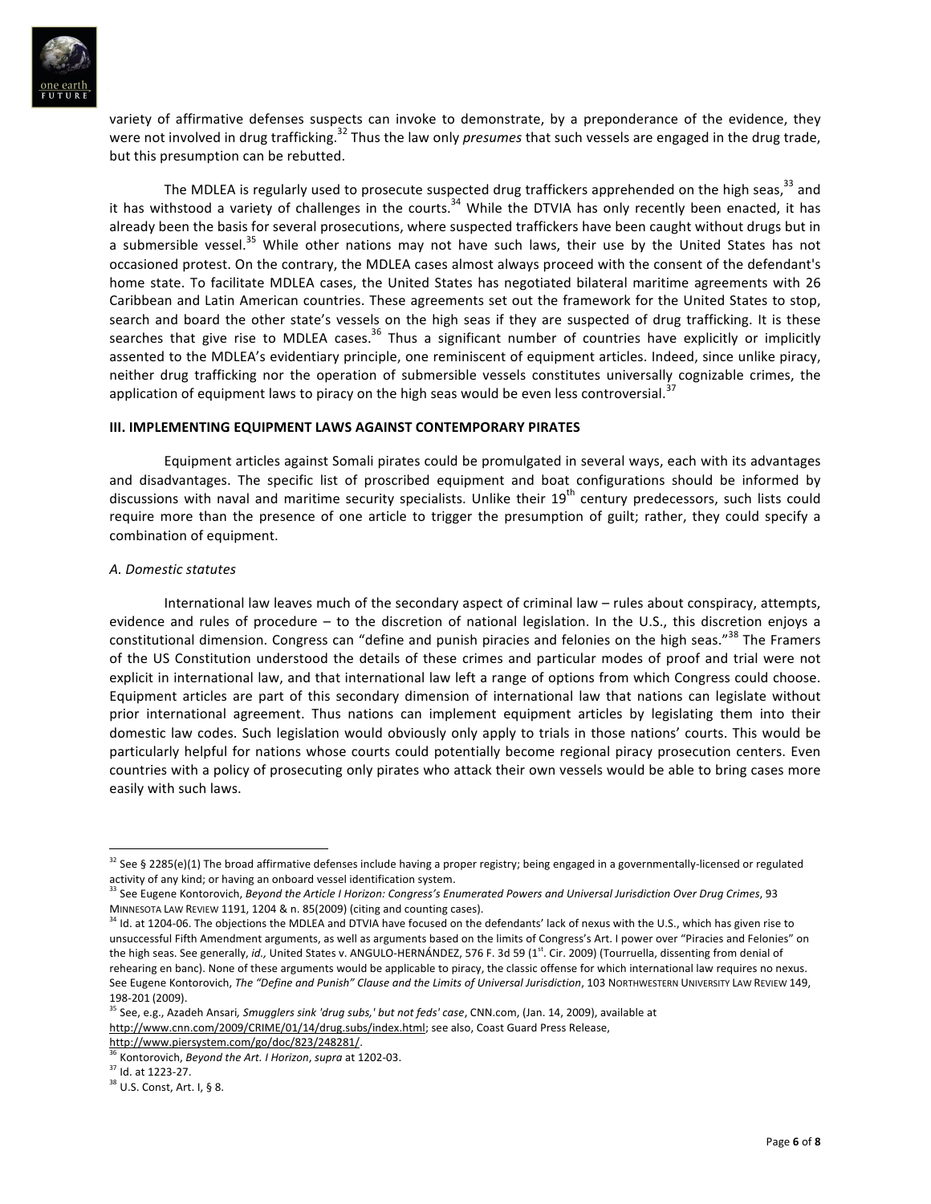variety of affirmative defenses suspects can invoke to demonstrate, by a preponderance of the evidence, they were not involved in drug trafficking.[32] Thus the law only *presumes* that such vessels are engaged in the drug trade, but this presumption can be rebutted.

The MDLEA is regularly used to prosecute suspected drug traffickers apprehended on the high seas,[33] and it has withstood a variety of challenges in the courts.[34] While the DTVIA has only recently been enacted, it has already been the basis for several prosecutions, where suspected traffickers have been caught without drugs but in a submersible vessel.[35] While other nations may not have such laws, their use by the United States has not occasioned protest. On the contrary, the MDLEA cases almost always proceed with the consent of the defendant's home state. To facilitate MDLEA cases, the United States has negotiated bilateral maritime agreements with 26 Caribbean and Latin American countries. These agreements set out the framework for the United States to stop, search and board the other state's vessels on the high seas if they are suspected of drug trafficking. It is these searches that give rise to MDLEA cases.[36] Thus a significant number of countries have explicitly or implicitly assented to the MDLEA's evidentiary principle, one reminiscent of equipment articles. Indeed, since unlike piracy, neither drug trafficking nor the operation of submersible vessels constitutes universally cognizable crimes, the application of equipment laws to piracy on the high seas would be even less controversial.[37]

## III. IMPLEMENTING EQUIPMENT LAWS AGAINST CONTEMPORARY PIRATES

Equipment articles against Somali pirates could be promulgated in several ways, each with its advantages and disadvantages. The specific list of proscribed equipment and boat configurations should be informed by discussions with naval and maritime security specialists. Unlike their 19th century predecessors, such lists could require more than the presence of one article to trigger the presumption of guilt; rather, they could specify a combination of equipment.

### *A. Domestic statutes*

International law leaves much of the secondary aspect of criminal law – rules about conspiracy, attempts, evidence and rules of procedure – to the discretion of national legislation. In the U.S., this discretion enjoys a constitutional dimension. Congress can "define and punish piracies and felonies on the high seas."[38] The Framers of the US Constitution understood the details of these crimes and particular modes of proof and trial were not explicit in international law, and that international law left a range of options from which Congress could choose. Equipment articles are part of this secondary dimension of international law that nations can legislate without prior international agreement. Thus nations can implement equipment articles by legislating them into their domestic law codes. Such legislation would obviously only apply to trials in those nations' courts. This would be particularly helpful for nations whose courts could potentially become regional piracy prosecution centers. Even countries with a policy of prosecuting only pirates who attack their own vessels would be able to bring cases more easily with such laws.

---

[32] See § 2285(e)(1) The broad affirmative defenses include having a proper registry; being engaged in a governmentally-licensed or regulated activity of any kind; or having an onboard vessel identification system.

[33] See Eugene Kontorovich, *Beyond the Article I Horizon: Congress's Enumerated Powers and Universal Jurisdiction Over Drug Crimes*, 93 MINNESOTA LAW REVIEW 1191, 1204 & n. 85(2009) (citing and counting cases).

[34] Id. at 1204-06. The objections the MDLEA and DTVIA have focused on the defendants' lack of nexus with the U.S., which has given rise to unsuccessful Fifth Amendment arguments, as well as arguments based on the limits of Congress's Art. I power over "Piracies and Felonies" on the high seas. See generally, *id.,* United States v. ANGULO-HERNÁNDEZ, 576 F. 3d 59 (1st. Cir. 2009) (Tourruella, dissenting from denial of rehearing en banc). None of these arguments would be applicable to piracy, the classic offense for which international law requires no nexus. See Eugene Kontorovich, *The "Define and Punish" Clause and the Limits of Universal Jurisdiction*, 103 NORTHWESTERN UNIVERSITY LAW REVIEW 149, 198-201 (2009).

[35] See, e.g., Azadeh Ansari, *Smugglers sink 'drug subs,' but not feds' case*, CNN.com, (Jan. 14, 2009), available at http://www.cnn.com/2009/CRIME/01/14/drug.subs/index.html; see also, Coast Guard Press Release, http://www.piersystem.com/go/doc/823/248281/.

[36] Kontorovich, *Beyond the Art. I Horizon*, *supra* at 1202-03.

[37] Id. at 1223-27.

[38] U.S. Const, Art. I, § 8.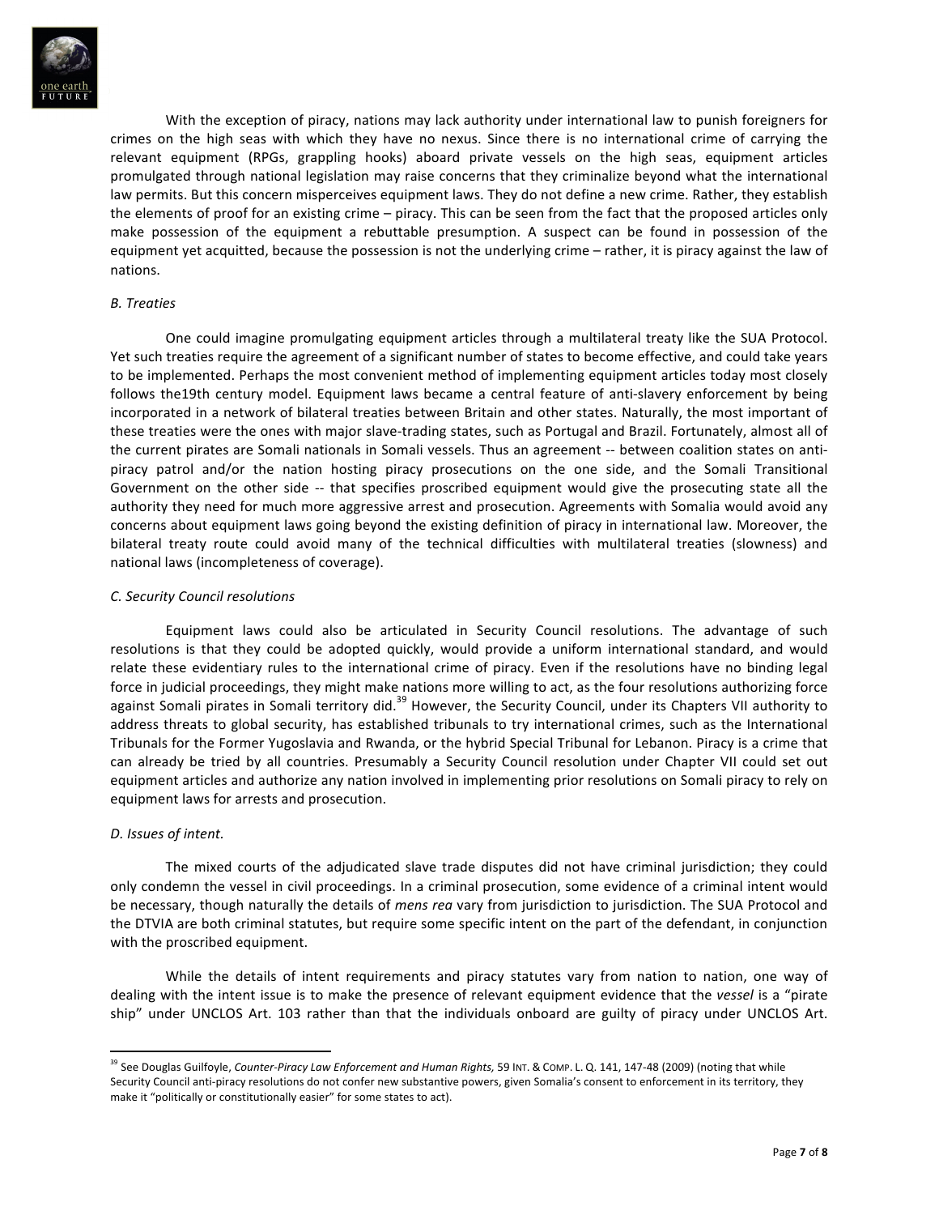With the exception of piracy, nations may lack authority under international law to punish foreigners for crimes on the high seas with which they have no nexus. Since there is no international crime of carrying the relevant equipment (RPGs, grappling hooks) aboard private vessels on the high seas, equipment articles promulgated through national legislation may raise concerns that they criminalize beyond what the international law permits. But this concern misperceives equipment laws. They do not define a new crime. Rather, they establish the elements of proof for an existing crime – piracy. This can be seen from the fact that the proposed articles only make possession of the equipment a rebuttable presumption. A suspect can be found in possession of the equipment yet acquitted, because the possession is not the underlying crime – rather, it is piracy against the law of nations.

*B. Treaties*

One could imagine promulgating equipment articles through a multilateral treaty like the SUA Protocol. Yet such treaties require the agreement of a significant number of states to become effective, and could take years to be implemented. Perhaps the most convenient method of implementing equipment articles today most closely follows the19th century model. Equipment laws became a central feature of anti-slavery enforcement by being incorporated in a network of bilateral treaties between Britain and other states. Naturally, the most important of these treaties were the ones with major slave-trading states, such as Portugal and Brazil. Fortunately, almost all of the current pirates are Somali nationals in Somali vessels. Thus an agreement -- between coalition states on anti-piracy patrol and/or the nation hosting piracy prosecutions on the one side, and the Somali Transitional Government on the other side -- that specifies proscribed equipment would give the prosecuting state all the authority they need for much more aggressive arrest and prosecution. Agreements with Somalia would avoid any concerns about equipment laws going beyond the existing definition of piracy in international law. Moreover, the bilateral treaty route could avoid many of the technical difficulties with multilateral treaties (slowness) and national laws (incompleteness of coverage).

*C. Security Council resolutions*

Equipment laws could also be articulated in Security Council resolutions. The advantage of such resolutions is that they could be adopted quickly, would provide a uniform international standard, and would relate these evidentiary rules to the international crime of piracy. Even if the resolutions have no binding legal force in judicial proceedings, they might make nations more willing to act, as the four resolutions authorizing force against Somali pirates in Somali territory did.[39] However, the Security Council, under its Chapters VII authority to address threats to global security, has established tribunals to try international crimes, such as the International Tribunals for the Former Yugoslavia and Rwanda, or the hybrid Special Tribunal for Lebanon. Piracy is a crime that can already be tried by all countries. Presumably a Security Council resolution under Chapter VII could set out equipment articles and authorize any nation involved in implementing prior resolutions on Somali piracy to rely on equipment laws for arrests and prosecution.

*D. Issues of intent.*

The mixed courts of the adjudicated slave trade disputes did not have criminal jurisdiction; they could only condemn the vessel in civil proceedings. In a criminal prosecution, some evidence of a criminal intent would be necessary, though naturally the details of *mens rea* vary from jurisdiction to jurisdiction. The SUA Protocol and the DTVIA are both criminal statutes, but require some specific intent on the part of the defendant, in conjunction with the proscribed equipment.

While the details of intent requirements and piracy statutes vary from nation to nation, one way of dealing with the intent issue is to make the presence of relevant equipment evidence that the *vessel* is a "pirate ship" under UNCLOS Art. 103 rather than that the individuals onboard are guilty of piracy under UNCLOS Art.

---

[39] See Douglas Guilfoyle, *Counter-Piracy Law Enforcement and Human Rights,* 59 INT. & COMP. L. Q. 141, 147-48 (2009) (noting that while Security Council anti-piracy resolutions do not confer new substantive powers, given Somalia's consent to enforcement in its territory, they make it "politically or constitutionally easier" for some states to act).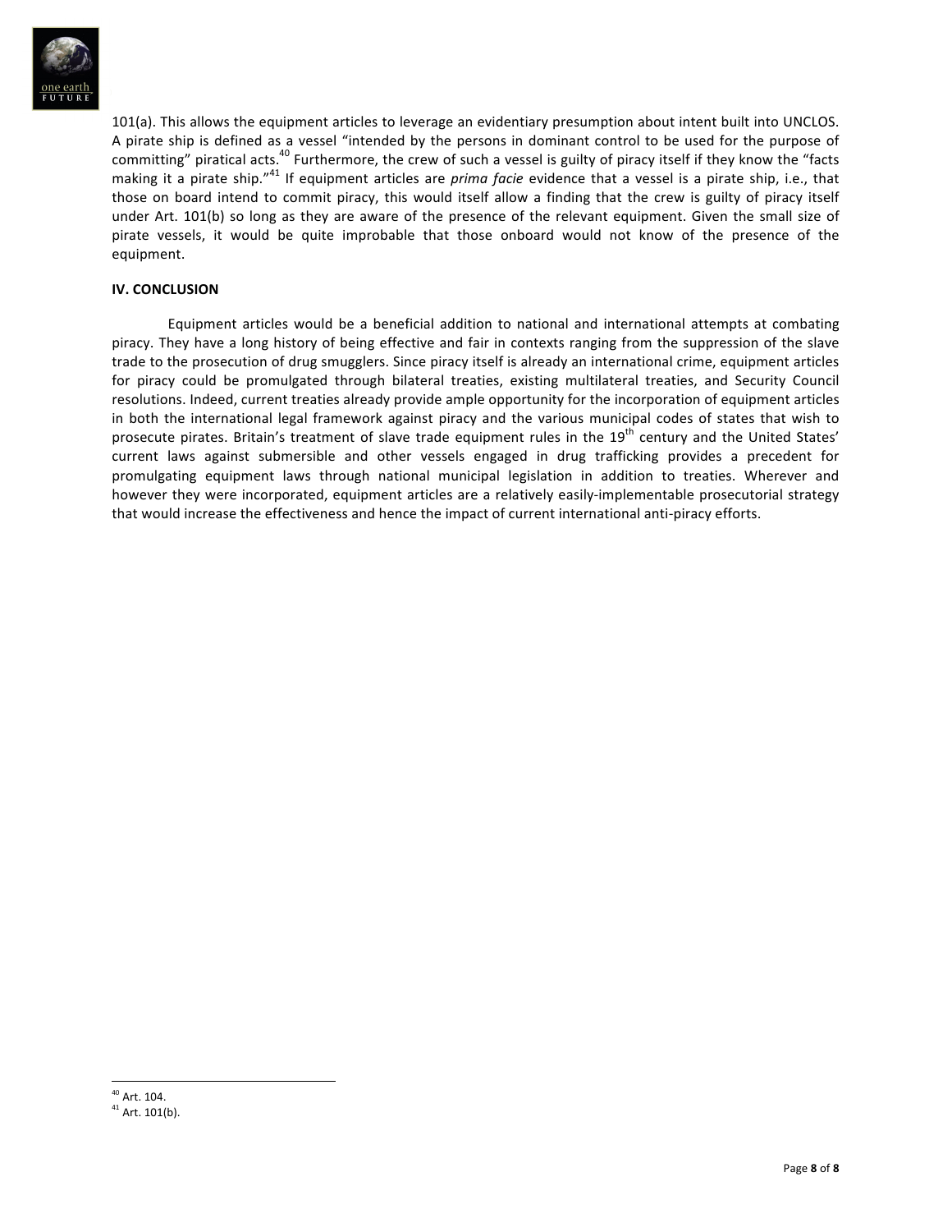101(a). This allows the equipment articles to leverage an evidentiary presumption about intent built into UNCLOS. A pirate ship is defined as a vessel "intended by the persons in dominant control to be used for the purpose of committing" piratical acts.[40] Furthermore, the crew of such a vessel is guilty of piracy itself if they know the "facts making it a pirate ship."[41] If equipment articles are *prima facie* evidence that a vessel is a pirate ship, i.e., that those on board intend to commit piracy, this would itself allow a finding that the crew is guilty of piracy itself under Art. 101(b) so long as they are aware of the presence of the relevant equipment. Given the small size of pirate vessels, it would be quite improbable that those onboard would not know of the presence of the equipment.

## IV. CONCLUSION

Equipment articles would be a beneficial addition to national and international attempts at combating piracy. They have a long history of being effective and fair in contexts ranging from the suppression of the slave trade to the prosecution of drug smugglers. Since piracy itself is already an international crime, equipment articles for piracy could be promulgated through bilateral treaties, existing multilateral treaties, and Security Council resolutions. Indeed, current treaties already provide ample opportunity for the incorporation of equipment articles in both the international legal framework against piracy and the various municipal codes of states that wish to prosecute pirates. Britain's treatment of slave trade equipment rules in the 19th century and the United States' current laws against submersible and other vessels engaged in drug trafficking provides a precedent for promulgating equipment laws through national municipal legislation in addition to treaties. Wherever and however they were incorporated, equipment articles are a relatively easily-implementable prosecutorial strategy that would increase the effectiveness and hence the impact of current international anti-piracy efforts.

---

[40] Art. 104.

[41] Art. 101(b).